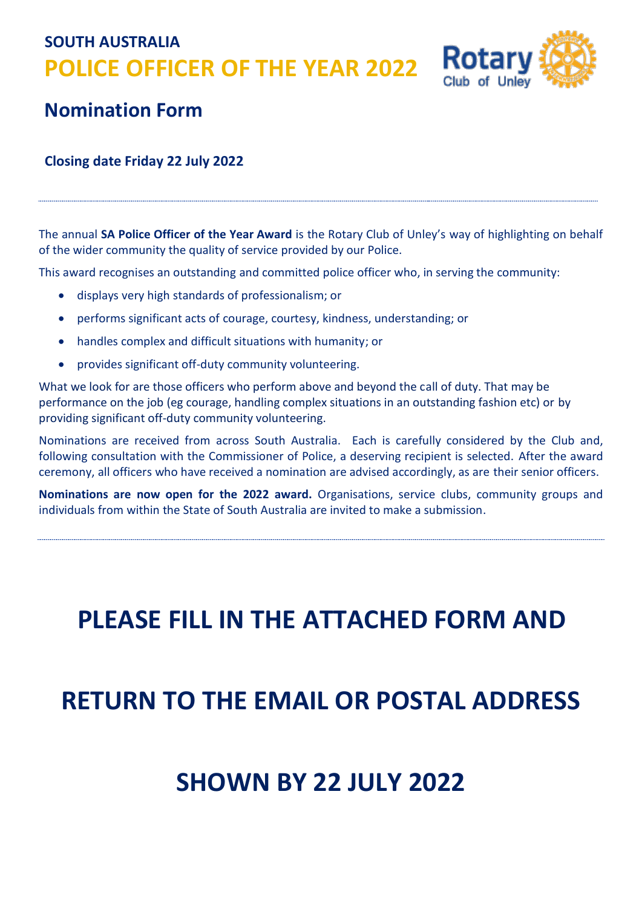# SOUTH AUSTRALIA
# POLICE OFFICER OF THE YEAR 2022

Rotary Club of Unley

## Nomination Form

**Closing date Friday 22 July 2022**

---

The annual **SA Police Officer of the Year Award** is the Rotary Club of Unley's way of highlighting on behalf of the wider community the quality of service provided by our Police.

This award recognises an outstanding and committed police officer who, in serving the community:

- displays very high standards of professionalism; or
- performs significant acts of courage, courtesy, kindness, understanding; or
- handles complex and difficult situations with humanity; or
- provides significant off-duty community volunteering.

What we look for are those officers who perform above and beyond the call of duty. That may be performance on the job (eg courage, handling complex situations in an outstanding fashion etc) or by providing significant off-duty community volunteering.

Nominations are received from across South Australia. Each is carefully considered by the Club and, following consultation with the Commissioner of Police, a deserving recipient is selected. After the award ceremony, all officers who have received a nomination are advised accordingly, as are their senior officers.

**Nominations are now open for the 2022 award.** Organisations, service clubs, community groups and individuals from within the State of South Australia are invited to make a submission.

---

# PLEASE FILL IN THE ATTACHED FORM AND

# RETURN TO THE EMAIL OR POSTAL ADDRESS

# SHOWN BY 22 JULY 2022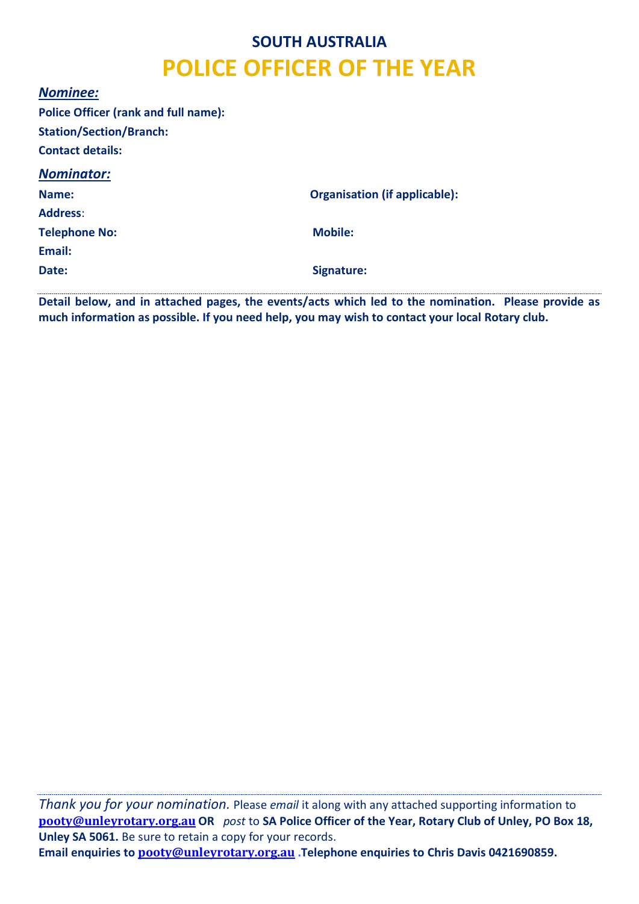## SOUTH AUSTRALIA

# POLICE OFFICER OF THE YEAR

***Nominee:***

**Police Officer (rank and full name):**

**Station/Section/Branch:**

**Contact details:**

***Nominator:***

**Name:** **Organisation (if applicable):**

**Address**:

**Telephone No:** **Mobile:**

**Email:**

**Date:** **Signature:**

**Detail below, and in attached pages, the events/acts which led to the nomination. Please provide as much information as possible. If you need help, you may wish to contact your local Rotary club.**

*Thank you for your nomination.* Please *email* it along with any attached supporting information to **pooty@unleyrotary.org.au** **OR** *post* to **SA Police Officer of the Year, Rotary Club of Unley, PO Box 18, Unley SA 5061.** Be sure to retain a copy for your records.

**Email enquiries to pooty@unleyrotary.org.au .Telephone enquiries to Chris Davis 0421690859.**